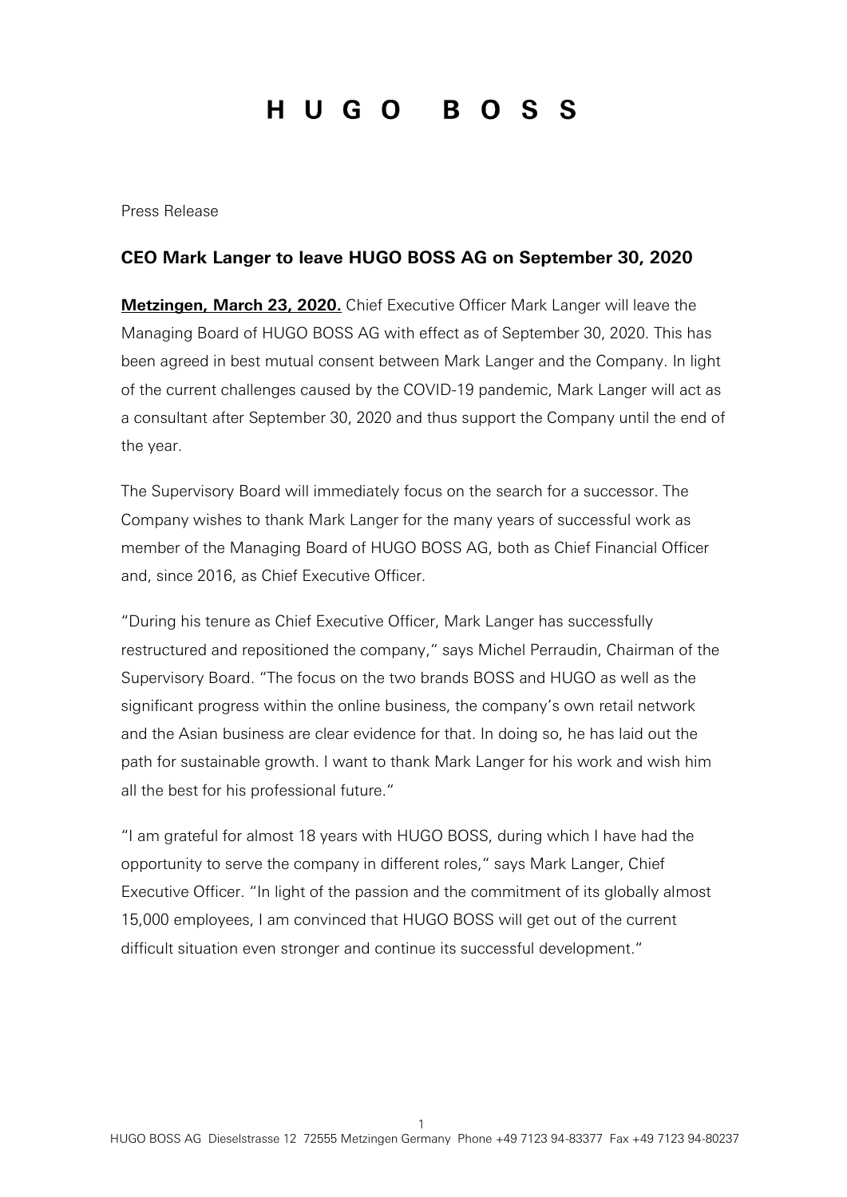# H U G O B O S S

Press Release

## CEO Mark Langer to leave HUGO BOSS AG on September 30, 2020

**Metzingen, March 23, 2020.** Chief Executive Officer Mark Langer will leave the Managing Board of HUGO BOSS AG with effect as of September 30, 2020. This has been agreed in best mutual consent between Mark Langer and the Company. In light of the current challenges caused by the COVID-19 pandemic, Mark Langer will act as a consultant after September 30, 2020 and thus support the Company until the end of the year.

The Supervisory Board will immediately focus on the search for a successor. The Company wishes to thank Mark Langer for the many years of successful work as member of the Managing Board of HUGO BOSS AG, both as Chief Financial Officer and, since 2016, as Chief Executive Officer.

"During his tenure as Chief Executive Officer, Mark Langer has successfully restructured and repositioned the company," says Michel Perraudin, Chairman of the Supervisory Board. "The focus on the two brands BOSS and HUGO as well as the significant progress within the online business, the company's own retail network and the Asian business are clear evidence for that. In doing so, he has laid out the path for sustainable growth. I want to thank Mark Langer for his work and wish him all the best for his professional future."

"I am grateful for almost 18 years with HUGO BOSS, during which I have had the opportunity to serve the company in different roles," says Mark Langer, Chief Executive Officer. "In light of the passion and the commitment of its globally almost 15,000 employees, I am convinced that HUGO BOSS will get out of the current difficult situation even stronger and continue its successful development."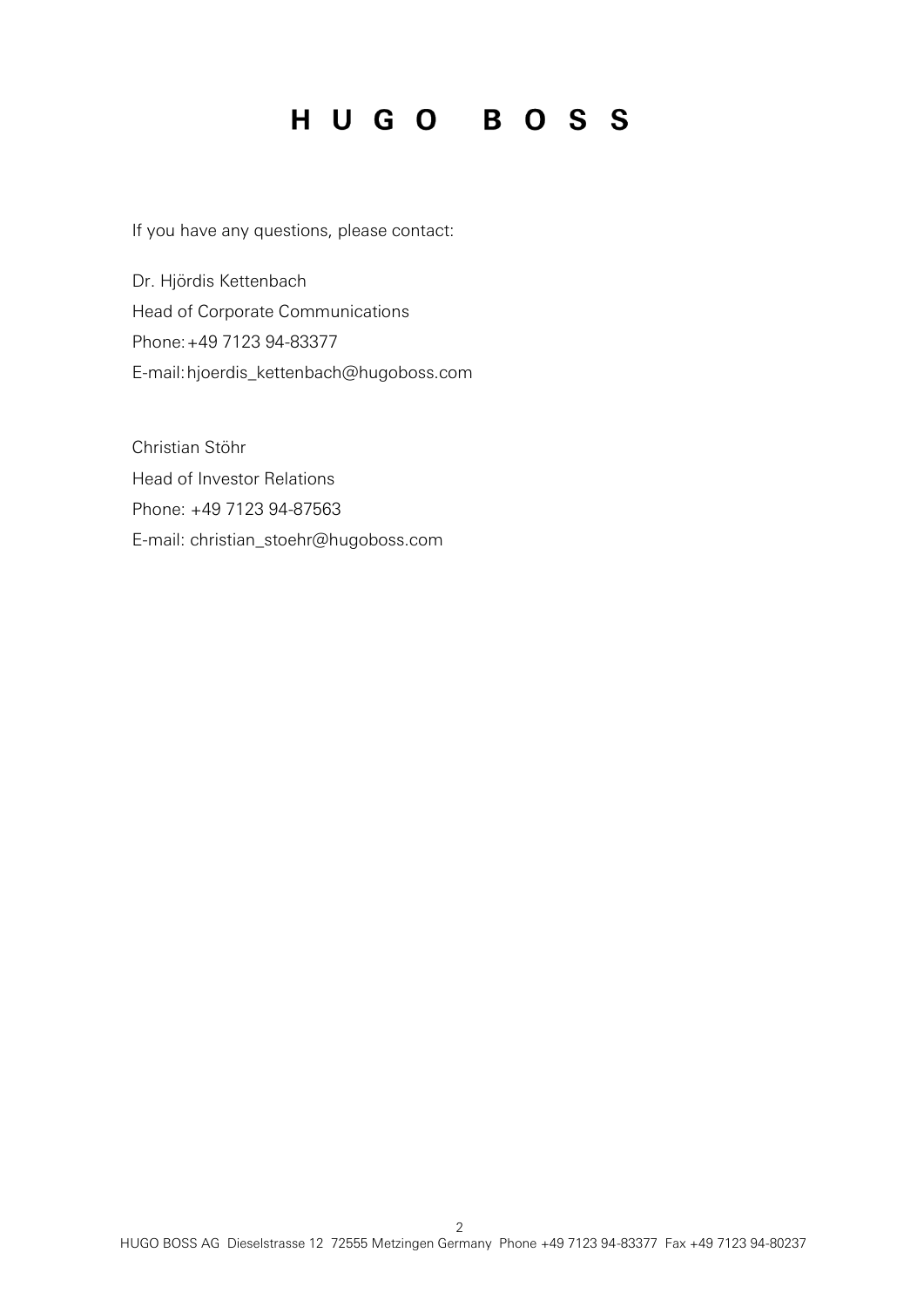If you have any questions, please contact:

Dr. Hjördis Kettenbach
Head of Corporate Communications
Phone: +49 7123 94-83377
E-mail: hjoerdis_kettenbach@hugoboss.com

Christian Stöhr
Head of Investor Relations
Phone: +49 7123 94-87563
E-mail: christian_stoehr@hugoboss.com